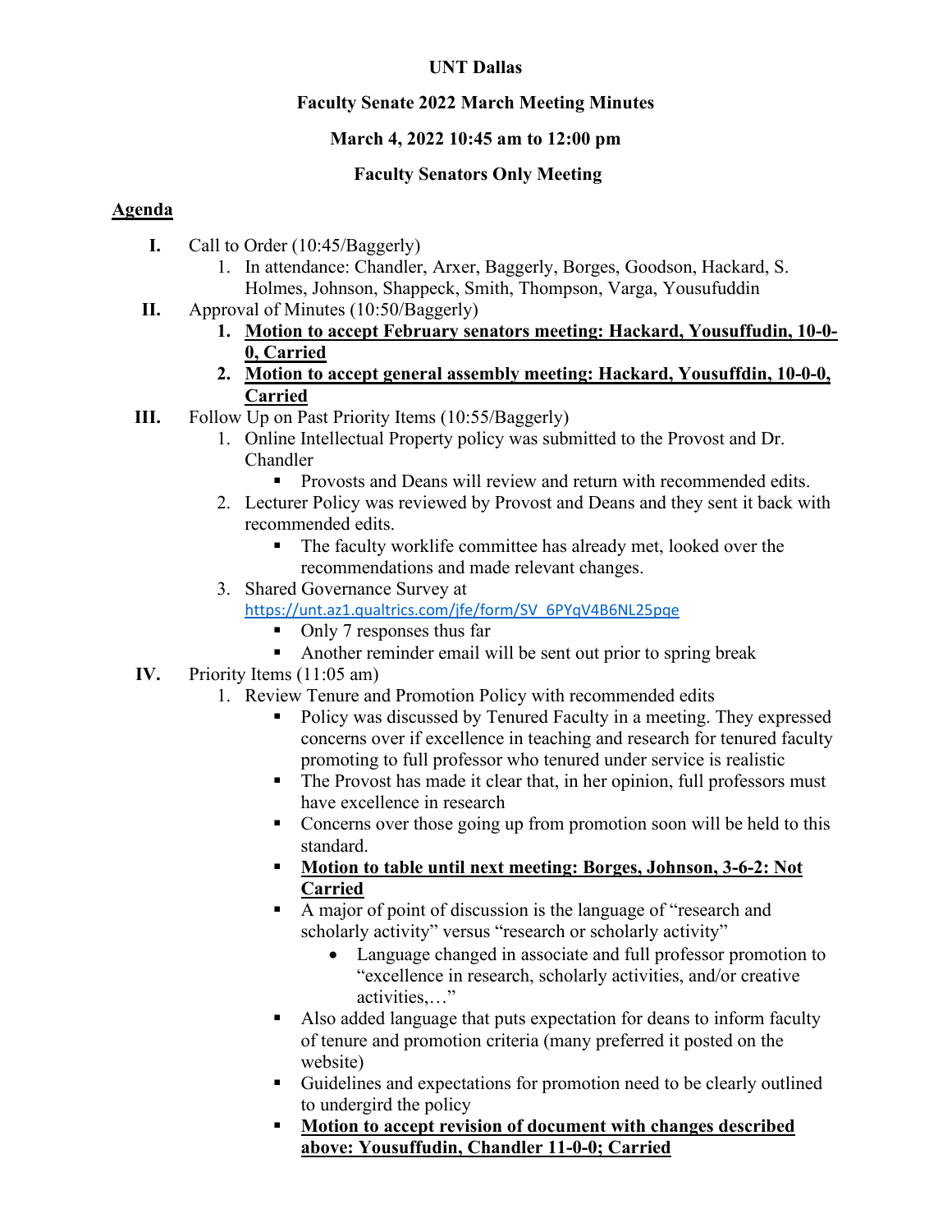**UNT Dallas**

**Faculty Senate 2022 March Meeting Minutes**

**March 4, 2022 10:45 am to 12:00 pm**

**Faculty Senators Only Meeting**

**Agenda**

- **I.** Call to Order (10:45/Baggerly)
  1. In attendance: Chandler, Arxer, Baggerly, Borges, Goodson, Hackard, S. Holmes, Johnson, Shappeck, Smith, Thompson, Varga, Yousufuddin
- **II.** Approval of Minutes (10:50/Baggerly)
  1. **Motion to accept February senators meeting: Hackard, Yousuffudin, 10-0-0, Carried**
  2. **Motion to accept general assembly meeting: Hackard, Yousuffdin, 10-0-0, Carried**
- **III.** Follow Up on Past Priority Items (10:55/Baggerly)
  1. Online Intellectual Property policy was submitted to the Provost and Dr. Chandler
     - Provosts and Deans will review and return with recommended edits.
  2. Lecturer Policy was reviewed by Provost and Deans and they sent it back with recommended edits.
     - The faculty worklife committee has already met, looked over the recommendations and made relevant changes.
  3. Shared Governance Survey at https://unt.az1.qualtrics.com/jfe/form/SV_6PYqV4B6NL25pqe
     - Only 7 responses thus far
     - Another reminder email will be sent out prior to spring break
- **IV.** Priority Items (11:05 am)
  1. Review Tenure and Promotion Policy with recommended edits
     - Policy was discussed by Tenured Faculty in a meeting. They expressed concerns over if excellence in teaching and research for tenured faculty promoting to full professor who tenured under service is realistic
     - The Provost has made it clear that, in her opinion, full professors must have excellence in research
     - Concerns over those going up from promotion soon will be held to this standard.
     - **Motion to table until next meeting: Borges, Johnson, 3-6-2: Not Carried**
     - A major of point of discussion is the language of "research and scholarly activity" versus "research or scholarly activity"
       - Language changed in associate and full professor promotion to "excellence in research, scholarly activities, and/or creative activities,…"
     - Also added language that puts expectation for deans to inform faculty of tenure and promotion criteria (many preferred it posted on the website)
     - Guidelines and expectations for promotion need to be clearly outlined to undergird the policy
     - **Motion to accept revision of document with changes described above: Yousuffudin, Chandler 11-0-0; Carried**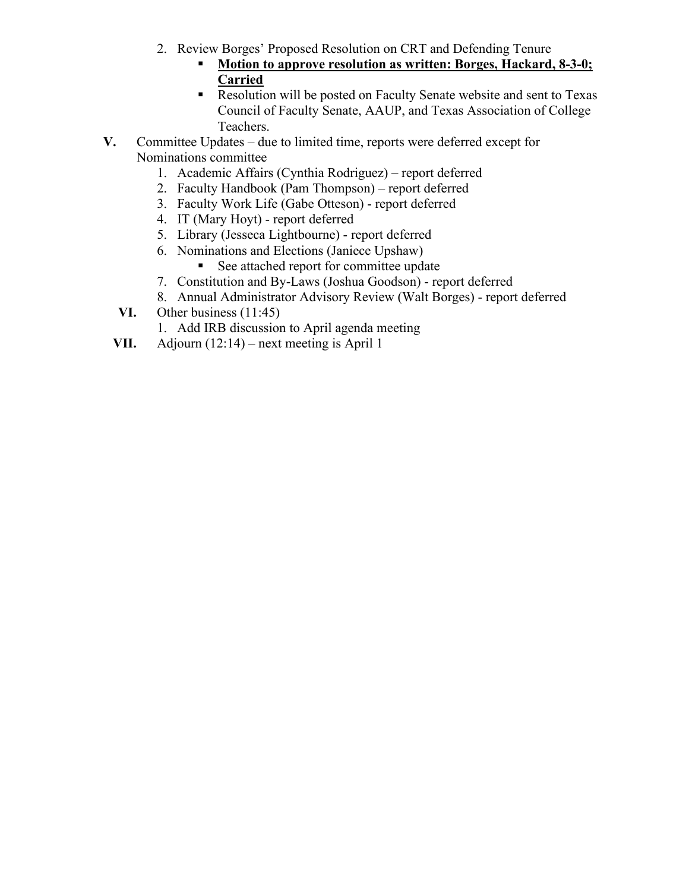2. Review Borges' Proposed Resolution on CRT and Defending Tenure
   - **Motion to approve resolution as written: Borges, Hackard, 8-3-0; Carried**
   - Resolution will be posted on Faculty Senate website and sent to Texas Council of Faculty Senate, AAUP, and Texas Association of College Teachers.

**V.** Committee Updates – due to limited time, reports were deferred except for Nominations committee

1. Academic Affairs (Cynthia Rodriguez) – report deferred
2. Faculty Handbook (Pam Thompson) – report deferred
3. Faculty Work Life (Gabe Otteson) - report deferred
4. IT (Mary Hoyt) - report deferred
5. Library (Jesseca Lightbourne) - report deferred
6. Nominations and Elections (Janiece Upshaw)
   - See attached report for committee update
7. Constitution and By-Laws (Joshua Goodson) - report deferred
8. Annual Administrator Advisory Review (Walt Borges) - report deferred

**VI.** Other business (11:45)

1. Add IRB discussion to April agenda meeting

**VII.** Adjourn (12:14) – next meeting is April 1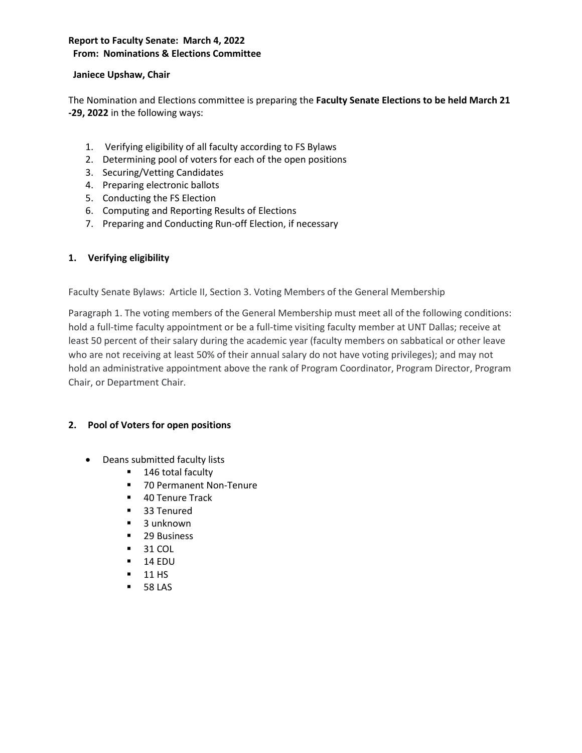**Report to Faculty Senate: March 4, 2022**
**From: Nominations & Elections Committee**

**Janiece Upshaw, Chair**

The Nomination and Elections committee is preparing the **Faculty Senate Elections to be held March 21 -29, 2022** in the following ways:

1. Verifying eligibility of all faculty according to FS Bylaws
2. Determining pool of voters for each of the open positions
3. Securing/Vetting Candidates
4. Preparing electronic ballots
5. Conducting the FS Election
6. Computing and Reporting Results of Elections
7. Preparing and Conducting Run-off Election, if necessary

## 1. Verifying eligibility

Faculty Senate Bylaws: Article II, Section 3. Voting Members of the General Membership

Paragraph 1. The voting members of the General Membership must meet all of the following conditions: hold a full-time faculty appointment or be a full-time visiting faculty member at UNT Dallas; receive at least 50 percent of their salary during the academic year (faculty members on sabbatical or other leave who are not receiving at least 50% of their annual salary do not have voting privileges); and may not hold an administrative appointment above the rank of Program Coordinator, Program Director, Program Chair, or Department Chair.

## 2. Pool of Voters for open positions

- Deans submitted faculty lists
  - 146 total faculty
  - 70 Permanent Non-Tenure
  - 40 Tenure Track
  - 33 Tenured
  - 3 unknown
  - 29 Business
  - 31 COL
  - 14 EDU
  - 11 HS
  - 58 LAS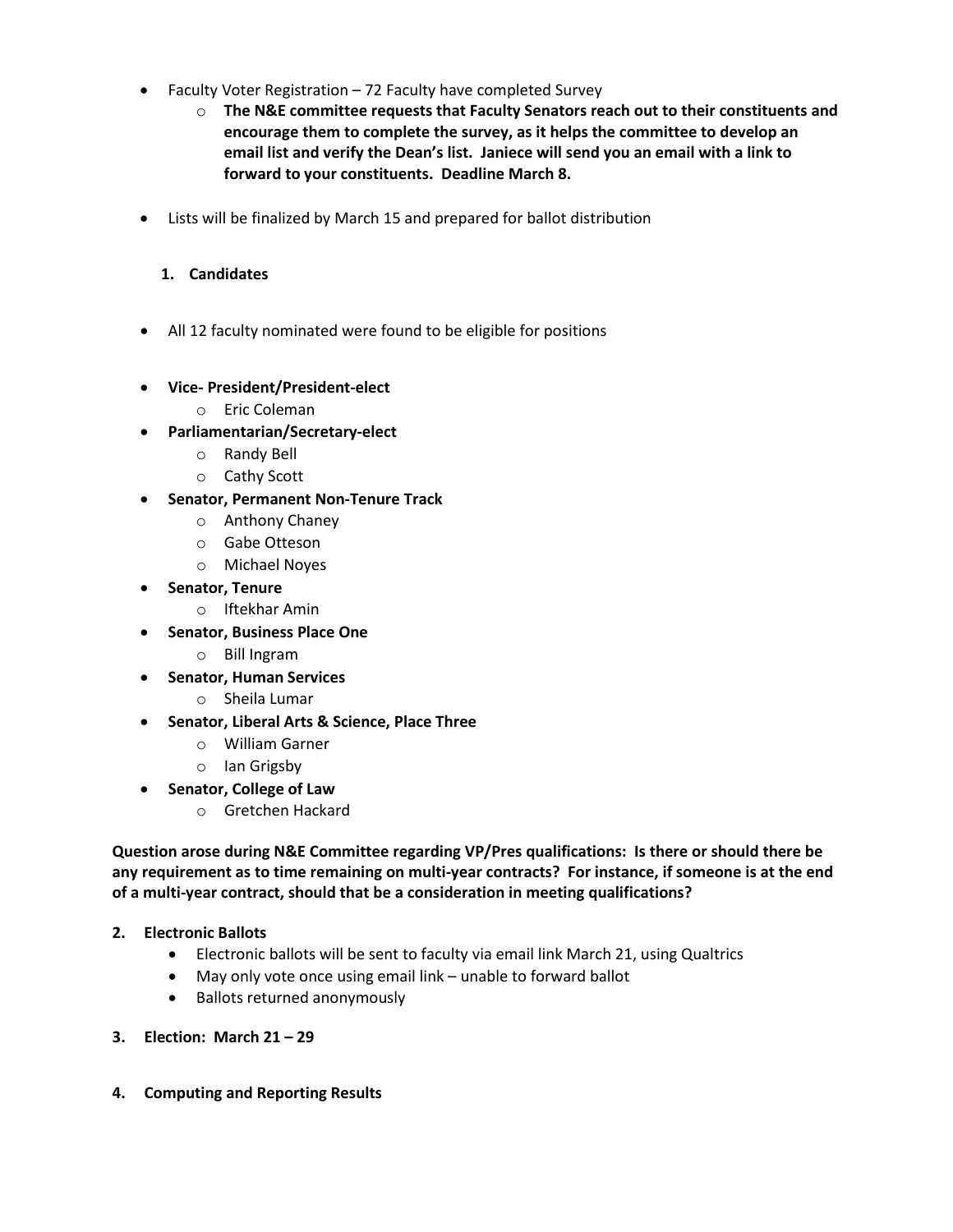- Faculty Voter Registration – 72 Faculty have completed Survey
  - **The N&E committee requests that Faculty Senators reach out to their constituents and encourage them to complete the survey, as it helps the committee to develop an email list and verify the Dean's list. Janiece will send you an email with a link to forward to your constituents. Deadline March 8.**

- Lists will be finalized by March 15 and prepared for ballot distribution

1. **Candidates**

- All 12 faculty nominated were found to be eligible for positions

- **Vice- President/President-elect**
  - Eric Coleman
- **Parliamentarian/Secretary-elect**
  - Randy Bell
  - Cathy Scott
- **Senator, Permanent Non-Tenure Track**
  - Anthony Chaney
  - Gabe Otteson
  - Michael Noyes
- **Senator, Tenure**
  - Iftekhar Amin
- **Senator, Business Place One**
  - Bill Ingram
- **Senator, Human Services**
  - Sheila Lumar
- **Senator, Liberal Arts & Science, Place Three**
  - William Garner
  - Ian Grigsby
- **Senator, College of Law**
  - Gretchen Hackard

**Question arose during N&E Committee regarding VP/Pres qualifications: Is there or should there be any requirement as to time remaining on multi-year contracts? For instance, if someone is at the end of a multi-year contract, should that be a consideration in meeting qualifications?**

2. **Electronic Ballots**
   - Electronic ballots will be sent to faculty via email link March 21, using Qualtrics
   - May only vote once using email link – unable to forward ballot
   - Ballots returned anonymously

3. **Election: March 21 – 29**

4. **Computing and Reporting Results**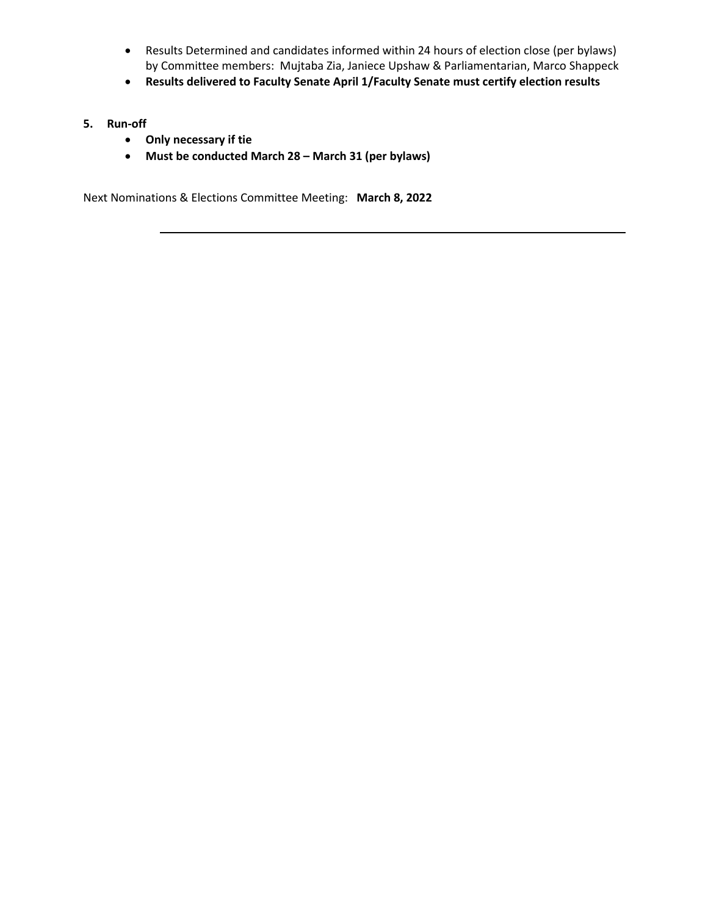- Results Determined and candidates informed within 24 hours of election close (per bylaws) by Committee members: Mujtaba Zia, Janiece Upshaw & Parliamentarian, Marco Shappeck
- **Results delivered to Faculty Senate April 1/Faculty Senate must certify election results**

**5. Run-off**

- **Only necessary if tie**
- **Must be conducted March 28 – March 31 (per bylaws)**

Next Nominations & Elections Committee Meeting: **March 8, 2022**

---